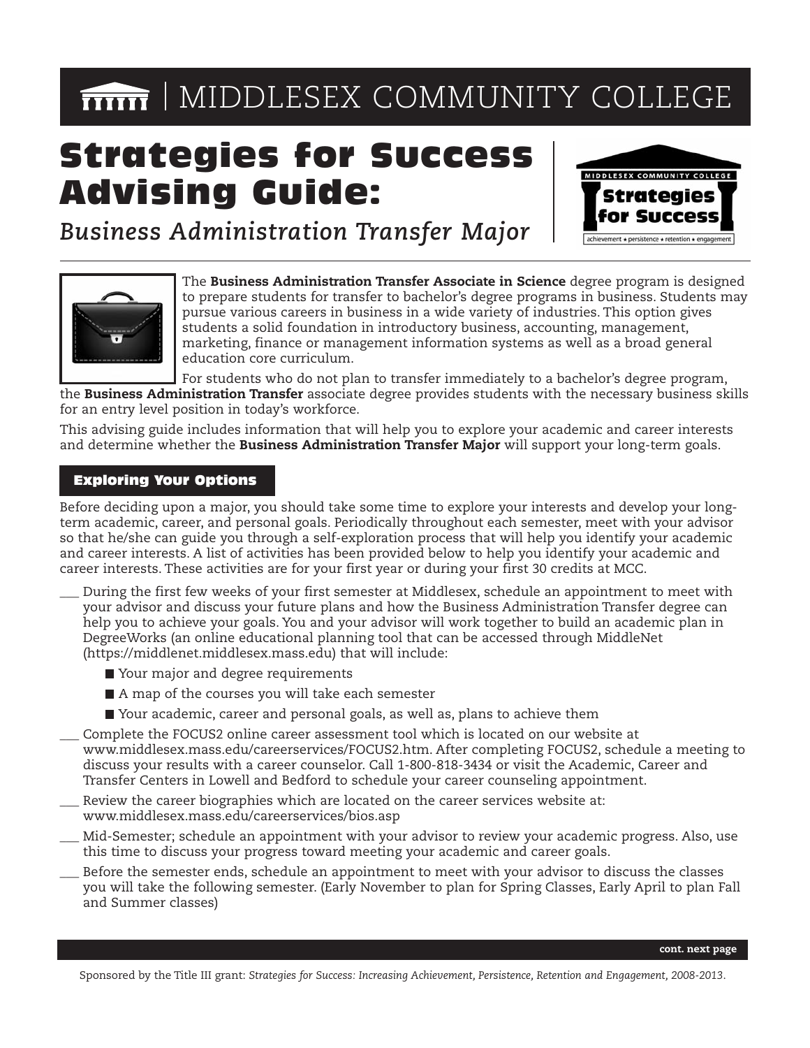# MIDDLESEX COMMUNITY COLLEGE

# Strategies for Success Advising Guide:

*Business Administration Transfer Major*

The **Business Administration Transfer Associate in Science** degree program is designed to prepare students for transfer to bachelor's degree programs in business. Students may pursue various careers in business in a wide variety of industries. This option gives students a solid foundation in introductory business, accounting, management, marketing, finance or management information systems as well as a broad general education core curriculum.

For students who do not plan to transfer immediately to a bachelor's degree program, the **Business Administration Transfer** associate degree provides students with the necessary business skills for an entry level position in today's workforce.

This advising guide includes information that will help you to explore your academic and career interests and determine whether the **Business Administration Transfer Major** will support your long-term goals.

## Exploring Your Options

Before deciding upon a major, you should take some time to explore your interests and develop your long-term academic, career, and personal goals. Periodically throughout each semester, meet with your advisor so that he/she can guide you through a self-exploration process that will help you identify your academic and career interests. A list of activities has been provided below to help you identify your academic and career interests. These activities are for your first year or during your first 30 credits at MCC.

- ___ During the first few weeks of your first semester at Middlesex, schedule an appointment to meet with your advisor and discuss your future plans and how the Business Administration Transfer degree can help you to achieve your goals. You and your advisor will work together to build an academic plan in DegreeWorks (an online educational planning tool that can be accessed through MiddleNet (https://middlenet.middlesex.mass.edu) that will include:
  - Your major and degree requirements
  - A map of the courses you will take each semester
  - Your academic, career and personal goals, as well as, plans to achieve them
- ___ Complete the FOCUS2 online career assessment tool which is located on our website at www.middlesex.mass.edu/careerservices/FOCUS2.htm. After completing FOCUS2, schedule a meeting to discuss your results with a career counselor. Call 1-800-818-3434 or visit the Academic, Career and Transfer Centers in Lowell and Bedford to schedule your career counseling appointment.
- ___ Review the career biographies which are located on the career services website at: www.middlesex.mass.edu/careerservices/bios.asp
- ___ Mid-Semester; schedule an appointment with your advisor to review your academic progress. Also, use this time to discuss your progress toward meeting your academic and career goals.
- ___ Before the semester ends, schedule an appointment to meet with your advisor to discuss the classes you will take the following semester. (Early November to plan for Spring Classes, Early April to plan Fall and Summer classes)

**cont. next page**

Sponsored by the Title III grant: *Strategies for Success: Increasing Achievement, Persistence, Retention and Engagement, 2008-2013.*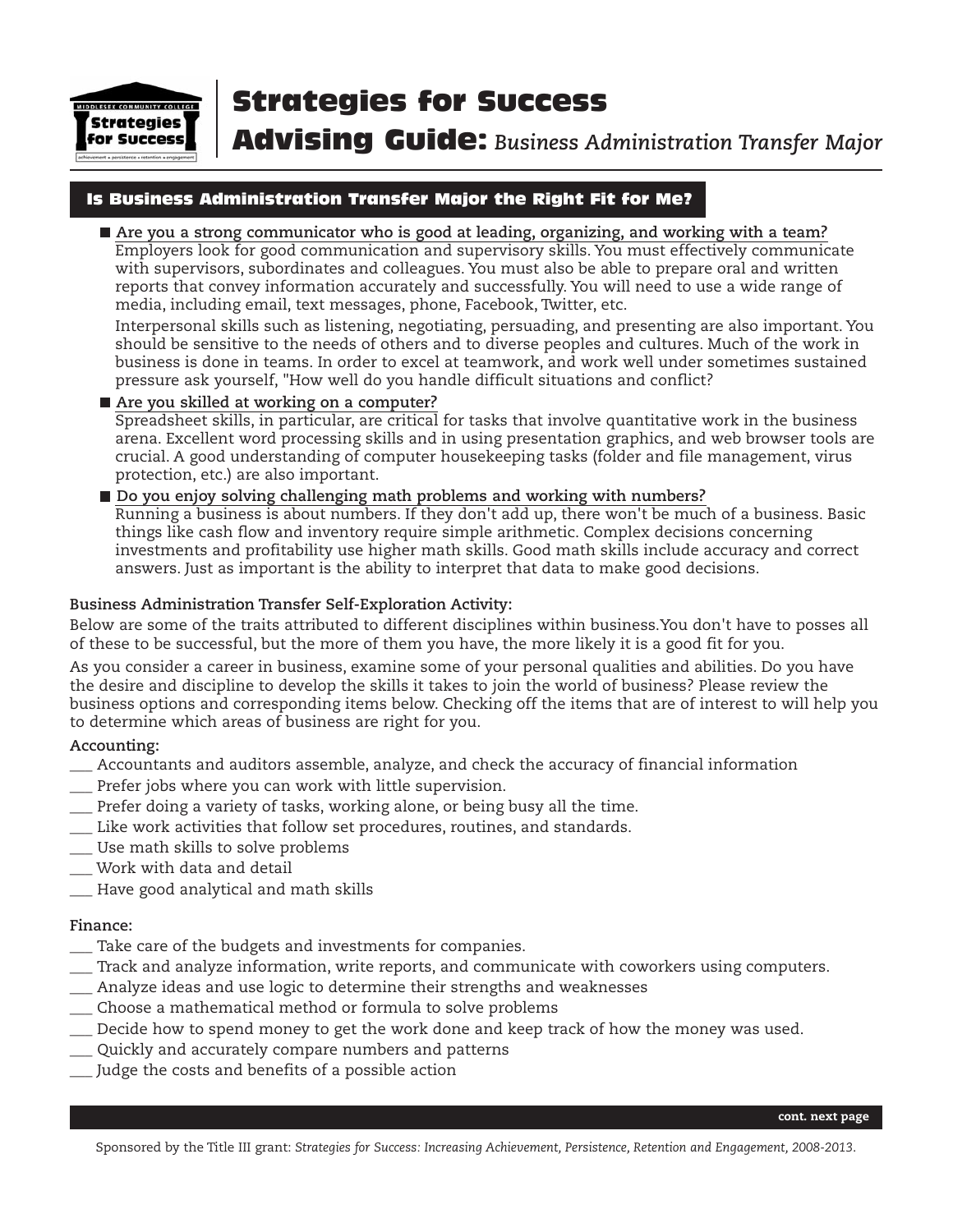# Strategies for Success

## Advising Guide: *Business Administration Transfer Major*

### Is Business Administration Transfer Major the Right Fit for Me?

- **Are you a strong communicator who is good at leading, organizing, and working with a team?**
  Employers look for good communication and supervisory skills. You must effectively communicate with supervisors, subordinates and colleagues. You must also be able to prepare oral and written reports that convey information accurately and successfully. You will need to use a wide range of media, including email, text messages, phone, Facebook, Twitter, etc.

  Interpersonal skills such as listening, negotiating, persuading, and presenting are also important. You should be sensitive to the needs of others and to diverse peoples and cultures. Much of the work in business is done in teams. In order to excel at teamwork, and work well under sometimes sustained pressure ask yourself, "How well do you handle difficult situations and conflict?

- **Are you skilled at working on a computer?**
  Spreadsheet skills, in particular, are critical for tasks that involve quantitative work in the business arena. Excellent word processing skills and in using presentation graphics, and web browser tools are crucial. A good understanding of computer housekeeping tasks (folder and file management, virus protection, etc.) are also important.

- **Do you enjoy solving challenging math problems and working with numbers?**
  Running a business is about numbers. If they don't add up, there won't be much of a business. Basic things like cash flow and inventory require simple arithmetic. Complex decisions concerning investments and profitability use higher math skills. Good math skills include accuracy and correct answers. Just as important is the ability to interpret that data to make good decisions.

**Business Administration Transfer Self-Exploration Activity:**

Below are some of the traits attributed to different disciplines within business.You don't have to posses all of these to be successful, but the more of them you have, the more likely it is a good fit for you.

As you consider a career in business, examine some of your personal qualities and abilities. Do you have the desire and discipline to develop the skills it takes to join the world of business? Please review the business options and corresponding items below. Checking off the items that are of interest to will help you to determine which areas of business are right for you.

**Accounting:**

___ Accountants and auditors assemble, analyze, and check the accuracy of financial information
___ Prefer jobs where you can work with little supervision.
___ Prefer doing a variety of tasks, working alone, or being busy all the time.
___ Like work activities that follow set procedures, routines, and standards.
___ Use math skills to solve problems
___ Work with data and detail
___ Have good analytical and math skills

**Finance:**

___ Take care of the budgets and investments for companies.
___ Track and analyze information, write reports, and communicate with coworkers using computers.
___ Analyze ideas and use logic to determine their strengths and weaknesses
___ Choose a mathematical method or formula to solve problems
___ Decide how to spend money to get the work done and keep track of how the money was used.
___ Quickly and accurately compare numbers and patterns
___ Judge the costs and benefits of a possible action

cont. next page

Sponsored by the Title III grant: *Strategies for Success: Increasing Achievement, Persistence, Retention and Engagement, 2008-2013.*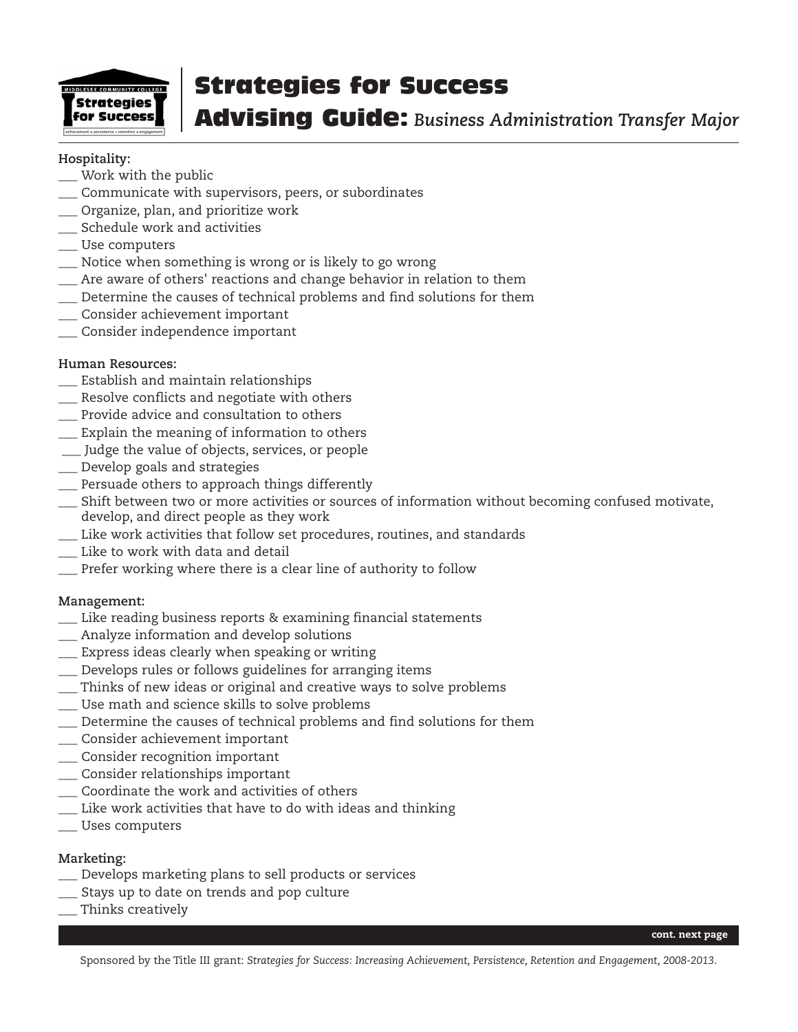# Strategies for Success

## Advising Guide: *Business Administration Transfer Major*

**Hospitality:**

___ Work with the public
___ Communicate with supervisors, peers, or subordinates
___ Organize, plan, and prioritize work
___ Schedule work and activities
___ Use computers
___ Notice when something is wrong or is likely to go wrong
___ Are aware of others' reactions and change behavior in relation to them
___ Determine the causes of technical problems and find solutions for them
___ Consider achievement important
___ Consider independence important

**Human Resources:**

___ Establish and maintain relationships
___ Resolve conflicts and negotiate with others
___ Provide advice and consultation to others
___ Explain the meaning of information to others
___ Judge the value of objects, services, or people
___ Develop goals and strategies
___ Persuade others to approach things differently
___ Shift between two or more activities or sources of information without becoming confused motivate, develop, and direct people as they work
___ Like work activities that follow set procedures, routines, and standards
___ Like to work with data and detail
___ Prefer working where there is a clear line of authority to follow

**Management:**

___ Like reading business reports & examining financial statements
___ Analyze information and develop solutions
___ Express ideas clearly when speaking or writing
___ Develops rules or follows guidelines for arranging items
___ Thinks of new ideas or original and creative ways to solve problems
___ Use math and science skills to solve problems
___ Determine the causes of technical problems and find solutions for them
___ Consider achievement important
___ Consider recognition important
___ Consider relationships important
___ Coordinate the work and activities of others
___ Like work activities that have to do with ideas and thinking
___ Uses computers

**Marketing:**

___ Develops marketing plans to sell products or services
___ Stays up to date on trends and pop culture
___ Thinks creatively

**cont. next page**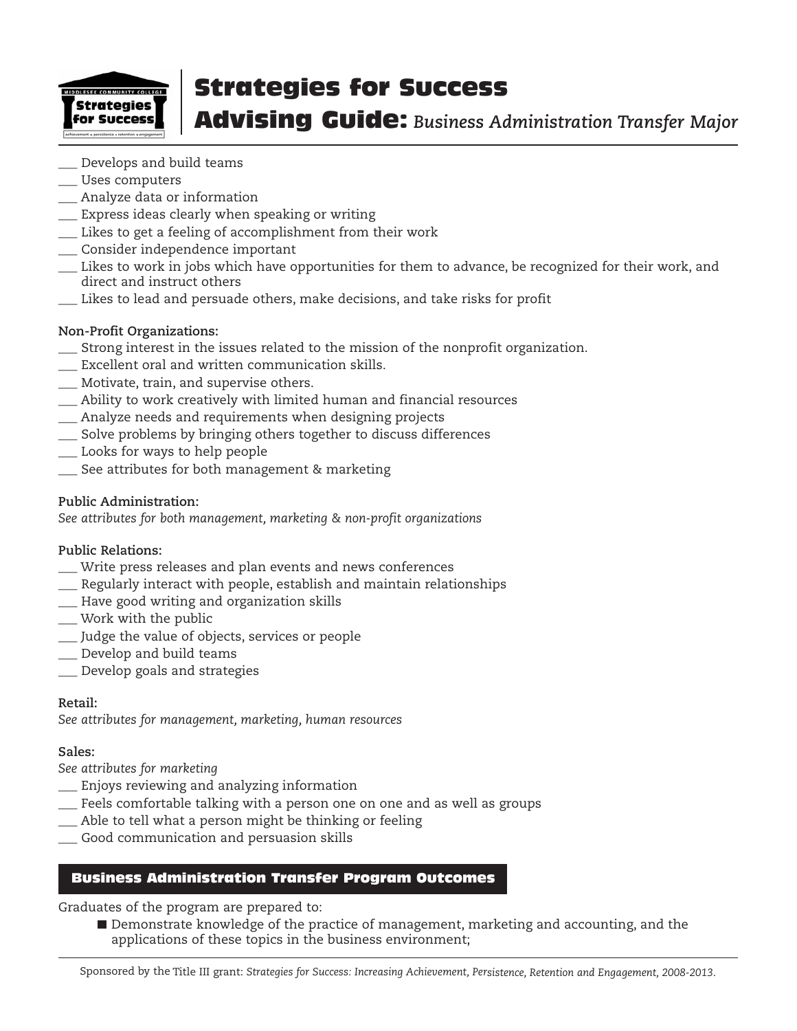___ Develops and build teams
___ Uses computers
___ Analyze data or information
___ Express ideas clearly when speaking or writing
___ Likes to get a feeling of accomplishment from their work
___ Consider independence important
___ Likes to work in jobs which have opportunities for them to advance, be recognized for their work, and direct and instruct others
___ Likes to lead and persuade others, make decisions, and take risks for profit

**Non-Profit Organizations:**

___ Strong interest in the issues related to the mission of the nonprofit organization.
___ Excellent oral and written communication skills.
___ Motivate, train, and supervise others.
___ Ability to work creatively with limited human and financial resources
___ Analyze needs and requirements when designing projects
___ Solve problems by bringing others together to discuss differences
___ Looks for ways to help people
___ See attributes for both management & marketing

**Public Administration:**

*See attributes for both management, marketing & non-profit organizations*

**Public Relations:**

___ Write press releases and plan events and news conferences
___ Regularly interact with people, establish and maintain relationships
___ Have good writing and organization skills
___ Work with the public
___ Judge the value of objects, services or people
___ Develop and build teams
___ Develop goals and strategies

**Retail:**

*See attributes for management, marketing, human resources*

**Sales:**

*See attributes for marketing*

___ Enjoys reviewing and analyzing information
___ Feels comfortable talking with a person one on one and as well as groups
___ Able to tell what a person might be thinking or feeling
___ Good communication and persuasion skills

## Business Administration Transfer Program Outcomes

Graduates of the program are prepared to:

- Demonstrate knowledge of the practice of management, marketing and accounting, and the applications of these topics in the business environment;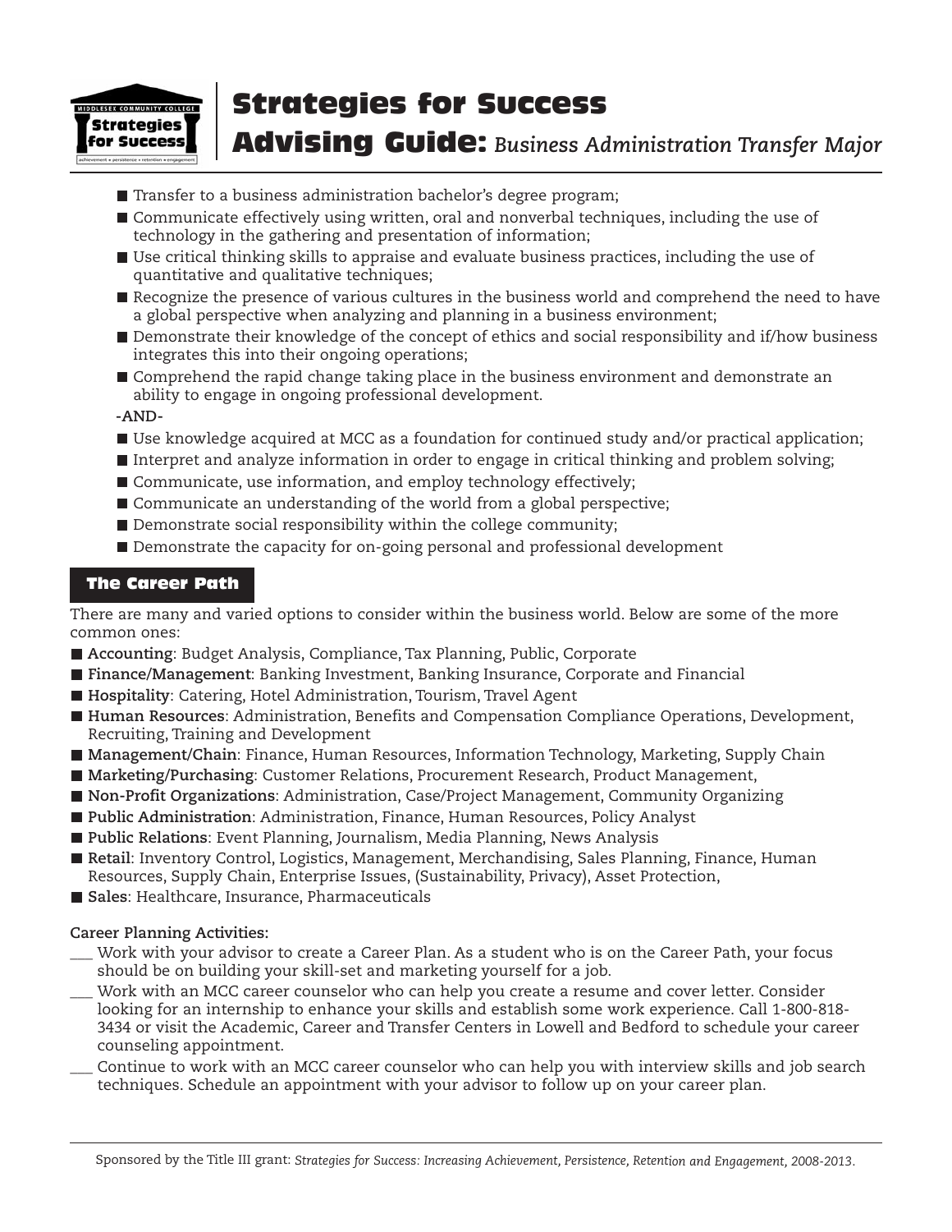# Strategies for Success

## Advising Guide: *Business Administration Transfer Major*

- Transfer to a business administration bachelor's degree program;
- Communicate effectively using written, oral and nonverbal techniques, including the use of technology in the gathering and presentation of information;
- Use critical thinking skills to appraise and evaluate business practices, including the use of quantitative and qualitative techniques;
- Recognize the presence of various cultures in the business world and comprehend the need to have a global perspective when analyzing and planning in a business environment;
- Demonstrate their knowledge of the concept of ethics and social responsibility and if/how business integrates this into their ongoing operations;
- Comprehend the rapid change taking place in the business environment and demonstrate an ability to engage in ongoing professional development.

**-AND-**

- Use knowledge acquired at MCC as a foundation for continued study and/or practical application;
- Interpret and analyze information in order to engage in critical thinking and problem solving;
- Communicate, use information, and employ technology effectively;
- Communicate an understanding of the world from a global perspective;
- Demonstrate social responsibility within the college community;
- Demonstrate the capacity for on-going personal and professional development

### The Career Path

There are many and varied options to consider within the business world. Below are some of the more common ones:

- **Accounting**: Budget Analysis, Compliance, Tax Planning, Public, Corporate
- **Finance/Management**: Banking Investment, Banking Insurance, Corporate and Financial
- **Hospitality**: Catering, Hotel Administration, Tourism, Travel Agent
- **Human Resources**: Administration, Benefits and Compensation Compliance Operations, Development, Recruiting, Training and Development
- **Management/Chain**: Finance, Human Resources, Information Technology, Marketing, Supply Chain
- **Marketing/Purchasing**: Customer Relations, Procurement Research, Product Management,
- **Non-Profit Organizations**: Administration, Case/Project Management, Community Organizing
- **Public Administration**: Administration, Finance, Human Resources, Policy Analyst
- **Public Relations**: Event Planning, Journalism, Media Planning, News Analysis
- **Retail**: Inventory Control, Logistics, Management, Merchandising, Sales Planning, Finance, Human Resources, Supply Chain, Enterprise Issues, (Sustainability, Privacy), Asset Protection,
- **Sales**: Healthcare, Insurance, Pharmaceuticals

**Career Planning Activities:**

___ Work with your advisor to create a Career Plan. As a student who is on the Career Path, your focus should be on building your skill-set and marketing yourself for a job.

___ Work with an MCC career counselor who can help you create a resume and cover letter. Consider looking for an internship to enhance your skills and establish some work experience. Call 1-800-818-3434 or visit the Academic, Career and Transfer Centers in Lowell and Bedford to schedule your career counseling appointment.

___ Continue to work with an MCC career counselor who can help you with interview skills and job search techniques. Schedule an appointment with your advisor to follow up on your career plan.

Sponsored by the Title III grant: *Strategies for Success: Increasing Achievement, Persistence, Retention and Engagement, 2008-2013.*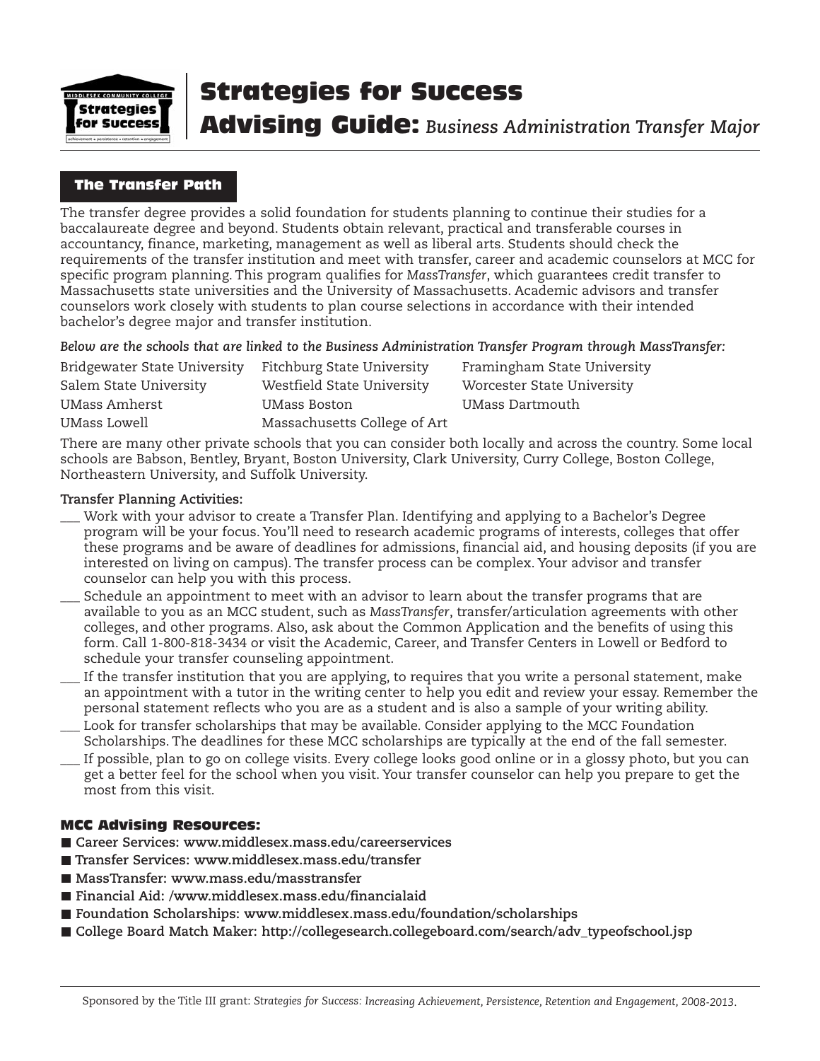# Strategies for Success

## Advising Guide: *Business Administration Transfer Major*

### The Transfer Path

The transfer degree provides a solid foundation for students planning to continue their studies for a baccalaureate degree and beyond. Students obtain relevant, practical and transferable courses in accountancy, finance, marketing, management as well as liberal arts. Students should check the requirements of the transfer institution and meet with transfer, career and academic counselors at MCC for specific program planning. This program qualifies for *MassTransfer*, which guarantees credit transfer to Massachusetts state universities and the University of Massachusetts. Academic advisors and transfer counselors work closely with students to plan course selections in accordance with their intended bachelor's degree major and transfer institution.

***Below are the schools that are linked to the Business Administration Transfer Program through MassTransfer:***

| | | |
|---|---|---|
| Bridgewater State University | Fitchburg State University | Framingham State University |
| Salem State University | Westfield State University | Worcester State University |
| UMass Amherst | UMass Boston | UMass Dartmouth |
| UMass Lowell | Massachusetts College of Art | |

There are many other private schools that you can consider both locally and across the country. Some local schools are Babson, Bentley, Bryant, Boston University, Clark University, Curry College, Boston College, Northeastern University, and Suffolk University.

**Transfer Planning Activities:**

___ Work with your advisor to create a Transfer Plan. Identifying and applying to a Bachelor's Degree program will be your focus. You'll need to research academic programs of interests, colleges that offer these programs and be aware of deadlines for admissions, financial aid, and housing deposits (if you are interested on living on campus). The transfer process can be complex. Your advisor and transfer counselor can help you with this process.

___ Schedule an appointment to meet with an advisor to learn about the transfer programs that are available to you as an MCC student, such as *MassTransfer*, transfer/articulation agreements with other colleges, and other programs. Also, ask about the Common Application and the benefits of using this form. Call 1-800-818-3434 or visit the Academic, Career, and Transfer Centers in Lowell or Bedford to schedule your transfer counseling appointment.

___ If the transfer institution that you are applying, to requires that you write a personal statement, make an appointment with a tutor in the writing center to help you edit and review your essay. Remember the personal statement reflects who you are as a student and is also a sample of your writing ability.

___ Look for transfer scholarships that may be available. Consider applying to the MCC Foundation Scholarships. The deadlines for these MCC scholarships are typically at the end of the fall semester.

___ If possible, plan to go on college visits. Every college looks good online or in a glossy photo, but you can get a better feel for the school when you visit. Your transfer counselor can help you prepare to get the most from this visit.

### MCC Advising Resources:

- **Career Services: www.middlesex.mass.edu/careerservices**
- **Transfer Services: www.middlesex.mass.edu/transfer**
- **MassTransfer: www.mass.edu/masstransfer**
- **Financial Aid: /www.middlesex.mass.edu/financialaid**
- **Foundation Scholarships: www.middlesex.mass.edu/foundation/scholarships**
- **College Board Match Maker: http://collegesearch.collegeboard.com/search/adv_typeofschool.jsp**

Sponsored by the Title III grant: *Strategies for Success: Increasing Achievement, Persistence, Retention and Engagement, 2008-2013.*